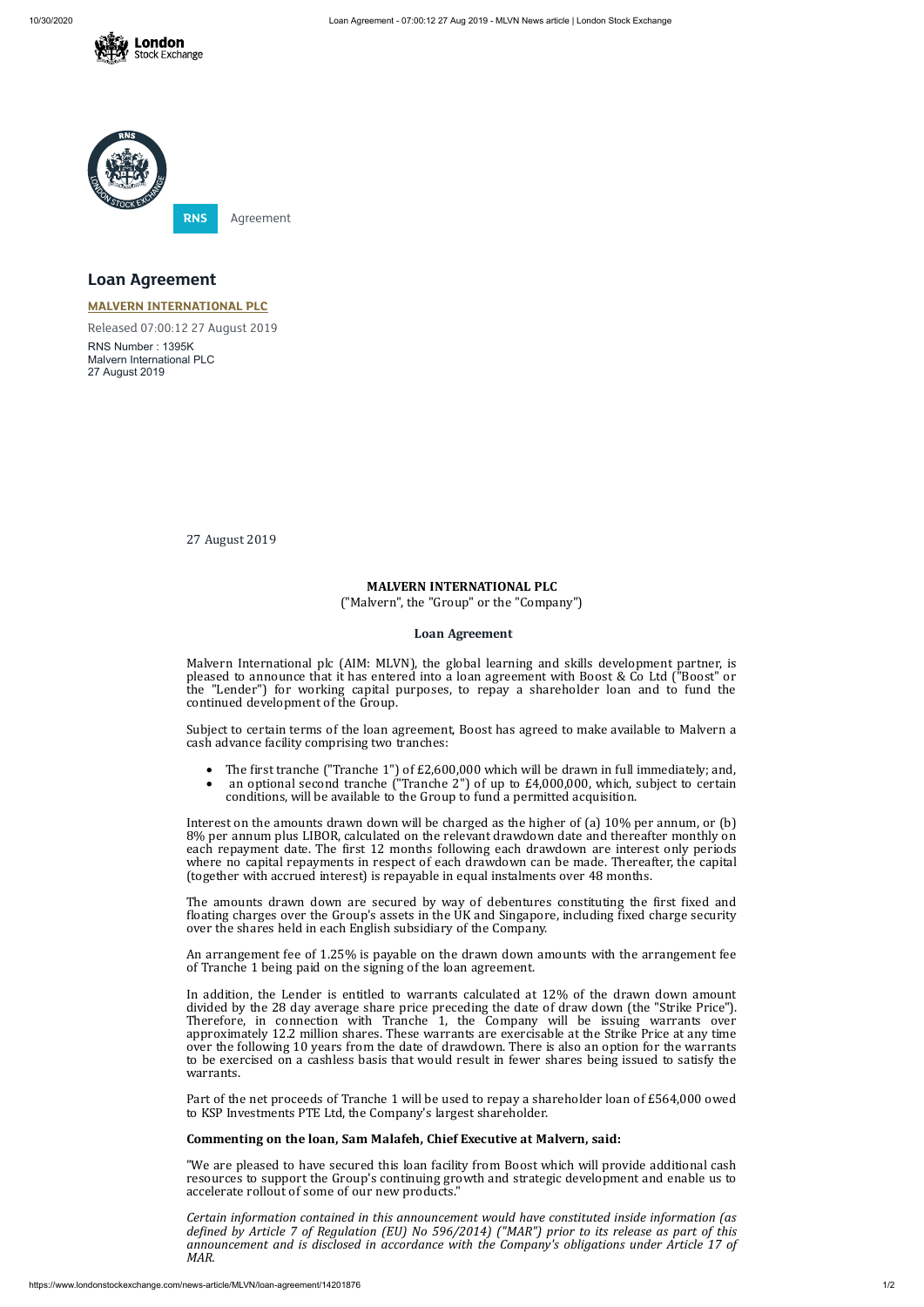RNS Agreement

# Loan Agreement

**MALVERN INTERNATIONAL PLC**

Released 07:00:12 27 August 2019

RNS Number : 1395K
Malvern International PLC
27 August 2019

27 August 2019

**MALVERN INTERNATIONAL PLC**

("Malvern", the "Group" or the "Company")

**Loan Agreement**

Malvern International plc (AIM: MLVN), the global learning and skills development partner, is pleased to announce that it has entered into a loan agreement with Boost & Co Ltd ("Boost" or the "Lender") for working capital purposes, to repay a shareholder loan and to fund the continued development of the Group.

Subject to certain terms of the loan agreement, Boost has agreed to make available to Malvern a cash advance facility comprising two tranches:

- The first tranche ("Tranche 1") of £2,600,000 which will be drawn in full immediately; and,
- an optional second tranche ("Tranche 2") of up to £4,000,000, which, subject to certain conditions, will be available to the Group to fund a permitted acquisition.

Interest on the amounts drawn down will be charged as the higher of (a) 10% per annum, or (b) 8% per annum plus LIBOR, calculated on the relevant drawndown date and thereafter monthly on each repayment date. The first 12 months following each drawndown are interest only periods where no capital repayments in respect of each drawdown can be made. Thereafter, the capital (together with accrued interest) is repayable in equal instalments over 48 months.

The amounts drawn down are secured by way of debentures constituting the first fixed and floating charges over the Group's assets in the UK and Singapore, including fixed charge security over the shares held in each English subsidiary of the Company.

An arrangement fee of 1.25% is payable on the drawn down amounts with the arrangement fee of Tranche 1 being paid on the signing of the loan agreement.

In addition, the Lender is entitled to warrants calculated at 12% of the drawn down amount divided by the 28 day average share price preceding the date of draw down (the "Strike Price"). Therefore, in connection with Tranche 1, the Company will be issuing warrants over approximately 12.2 million shares. These warrants are exercisable at the Strike Price at any time over the following 10 years from the date of drawdown. There is also an option for the warrants to be exercised on a cashless basis that would result in fewer shares being issued to satisfy the warrants.

Part of the net proceeds of Tranche 1 will be used to repay a shareholder loan of £564,000 owed to KSP Investments PTE Ltd, the Company's largest shareholder.

**Commenting on the loan, Sam Malafeh, Chief Executive at Malvern, said:**

"We are pleased to have secured this loan facility from Boost which will provide additional cash resources to support the Group's continuing growth and strategic development and enable us to accelerate rollout of some of our new products."

*Certain information contained in this announcement would have constituted inside information (as defined by Article 7 of Regulation (EU) No 596/2014) ("MAR") prior to its release as part of this announcement and is disclosed in accordance with the Company's obligations under Article 17 of MAR.*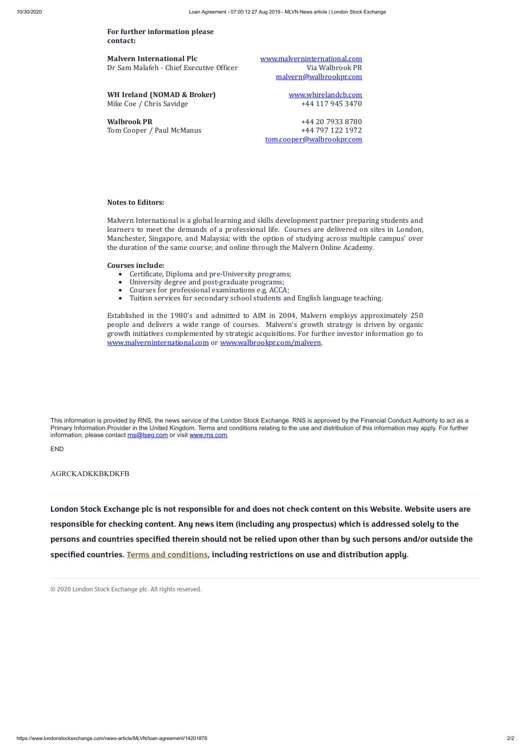**For further information please contact:**

| | |
|---|---|
| **Malvern International Plc** | www.malverninternational.com |
| Dr Sam Malafeh - Chief Executive Officer | Via Walbrook PR |
| | malvern@walbrookpr.com |
| **WH Ireland (NOMAD & Broker)** | www.whirelandcb.com |
| Mike Coe / Chris Savidge | +44 117 945 3470 |
| **Walbrook PR** | +44 20 7933 8780 |
| Tom Cooper / Paul McManus | +44 797 122 1972 |
| | tom.cooper@walbrookpr.com |

**Notes to Editors:**

Malvern International is a global learning and skills development partner preparing students and learners to meet the demands of a professional life. Courses are delivered on sites in London, Manchester, Singapore, and Malaysia; with the option of studying across multiple campus' over the duration of the same course; and online through the Malvern Online Academy.

**Courses include:**

- Certificate, Diploma and pre-University programs;
- University degree and post-graduate programs;
- Courses for professional examinations e.g. ACCA;
- Tuition services for secondary school students and English language teaching.

Established in the 1980's and admitted to AIM in 2004, Malvern employs approximately 250 people and delivers a wide range of courses. Malvern's growth strategy is driven by organic growth initiatives complemented by strategic acquisitions. For further investor information go to www.malverninternational.com or www.walbrookpr.com/malvern.

This information is provided by RNS, the news service of the London Stock Exchange. RNS is approved by the Financial Conduct Authority to act as a Primary Information Provider in the United Kingdom. Terms and conditions relating to the use and distribution of this information may apply. For further information, please contact rns@lseg.com or visit www.rns.com.

END

AGRCKADKKBKDKFB

**London Stock Exchange plc is not responsible for and does not check content on this Website. Website users are responsible for checking content. Any news item (including any prospectus) which is addressed solely to the persons and countries specified therein should not be relied upon other than by such persons and/or outside the specified countries. Terms and conditions, including restrictions on use and distribution apply.**

© 2020 London Stock Exchange plc. All rights reserved.